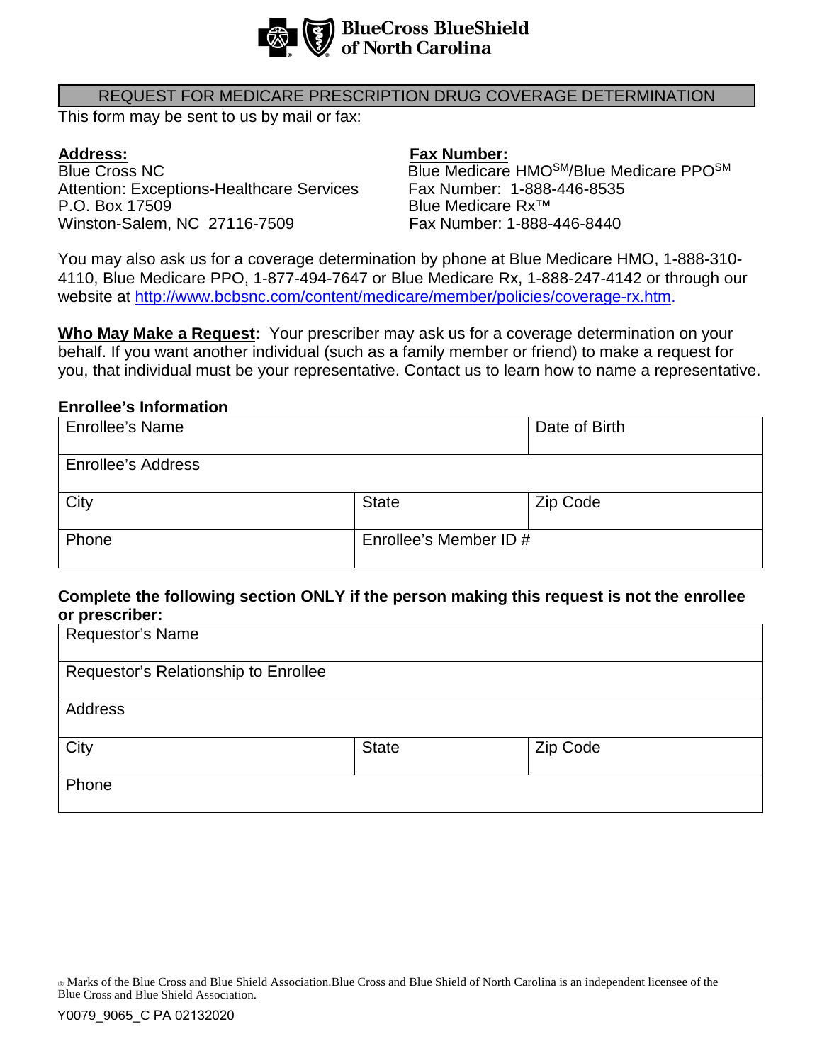BlueCross BlueShield of North Carolina

# REQUEST FOR MEDICARE PRESCRIPTION DRUG COVERAGE DETERMINATION

This form may be sent to us by mail or fax:

**Address:**
Blue Cross NC
Attention: Exceptions-Healthcare Services
P.O. Box 17509
Winston-Salem, NC 27116-7509

**Fax Number:**
Blue Medicare HMO[SM]/Blue Medicare PPO[SM]
Fax Number: 1-888-446-8535
Blue Medicare Rx™
Fax Number: 1-888-446-8440

You may also ask us for a coverage determination by phone at Blue Medicare HMO, 1-888-310-4110, Blue Medicare PPO, 1-877-494-7647 or Blue Medicare Rx, 1-888-247-4142 or through our website at http://www.bcbsnc.com/content/medicare/member/policies/coverage-rx.htm.

**Who May Make a Request:** Your prescriber may ask us for a coverage determination on your behalf. If you want another individual (such as a family member or friend) to make a request for you, that individual must be your representative. Contact us to learn how to name a representative.

**Enrollee's Information**

| Enrollee's Name | | Date of Birth |
|---|---|---|
| Enrollee's Address | | |
| City | State | Zip Code |
| Phone | Enrollee's Member ID # | |

**Complete the following section ONLY if the person making this request is not the enrollee or prescriber:**

| Requestor's Name | | |
|---|---|---|
| Requestor's Relationship to Enrollee | | |
| Address | | |
| City | State | Zip Code |
| Phone | | |

® Marks of the Blue Cross and Blue Shield Association.Blue Cross and Blue Shield of North Carolina is an independent licensee of the Blue Cross and Blue Shield Association.

Y0079_9065_C PA 02132020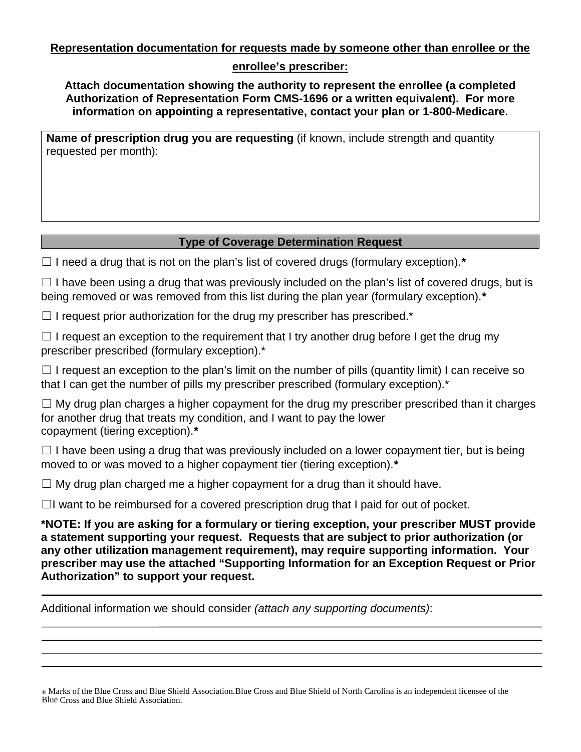**<u>Representation documentation for requests made by someone other than enrollee or the enrollee's prescriber:</u>**

**Attach documentation showing the authority to represent the enrollee (a completed Authorization of Representation Form CMS-1696 or a written equivalent). For more information on appointing a representative, contact your plan or 1-800-Medicare.**

| **Name of prescription drug you are requesting** (if known, include strength and quantity requested per month): |
| --- |
| |

| Type of Coverage Determination Request |
| --- |

☐ I need a drug that is not on the plan's list of covered drugs (formulary exception).**\***

☐ I have been using a drug that was previously included on the plan's list of covered drugs, but is being removed or was removed from this list during the plan year (formulary exception).**\***

☐ I request prior authorization for the drug my prescriber has prescribed.*

☐ I request an exception to the requirement that I try another drug before I get the drug my prescriber prescribed (formulary exception).*

☐ I request an exception to the plan's limit on the number of pills (quantity limit) I can receive so that I can get the number of pills my prescriber prescribed (formulary exception).*

☐ My drug plan charges a higher copayment for the drug my prescriber prescribed than it charges for another drug that treats my condition, and I want to pay the lower copayment (tiering exception).**\***

☐ I have been using a drug that was previously included on a lower copayment tier, but is being moved to or was moved to a higher copayment tier (tiering exception).**\***

☐ My drug plan charged me a higher copayment for a drug than it should have.

☐I want to be reimbursed for a covered prescription drug that I paid for out of pocket.

**\*NOTE: If you are asking for a formulary or tiering exception, your prescriber MUST provide a statement supporting your request. Requests that are subject to prior authorization (or any other utilization management requirement), may require supporting information. Your prescriber may use the attached "Supporting Information for an Exception Request or Prior Authorization" to support your request.**

Additional information we should consider *(attach any supporting documents)*:

\_\_\_\_\_\_\_\_\_\_\_\_\_\_\_\_\_\_\_\_\_\_\_\_\_\_\_\_\_\_\_\_\_\_\_\_\_\_\_\_\_\_\_\_\_\_\_\_\_\_\_\_\_\_\_\_\_\_\_\_\_\_\_\_\_\_\_\_\_\_\_\_

\_\_\_\_\_\_\_\_\_\_\_\_\_\_\_\_\_\_\_\_\_\_\_\_\_\_\_\_\_\_\_\_\_\_\_\_\_\_\_\_\_\_\_\_\_\_\_\_\_\_\_\_\_\_\_\_\_\_\_\_\_\_\_\_\_\_\_\_\_\_\_\_

\_\_\_\_\_\_\_\_\_\_\_\_\_\_\_\_\_\_\_\_\_\_\_\_\_\_\_\_\_\_\_\_\_\_\_\_\_\_\_\_\_\_\_\_\_\_\_\_\_\_\_\_\_\_\_\_\_\_\_\_\_\_\_\_\_\_\_\_\_\_\_\_

\_\_\_\_\_\_\_\_\_\_\_\_\_\_\_\_\_\_\_\_\_\_\_\_\_\_\_\_\_\_\_\_\_\_\_\_\_\_\_\_\_\_\_\_\_\_\_\_\_\_\_\_\_\_\_\_\_\_\_\_\_\_\_\_\_\_\_\_\_\_\_\_

® Marks of the Blue Cross and Blue Shield Association.Blue Cross and Blue Shield of North Carolina is an independent licensee of the Blue Cross and Blue Shield Association.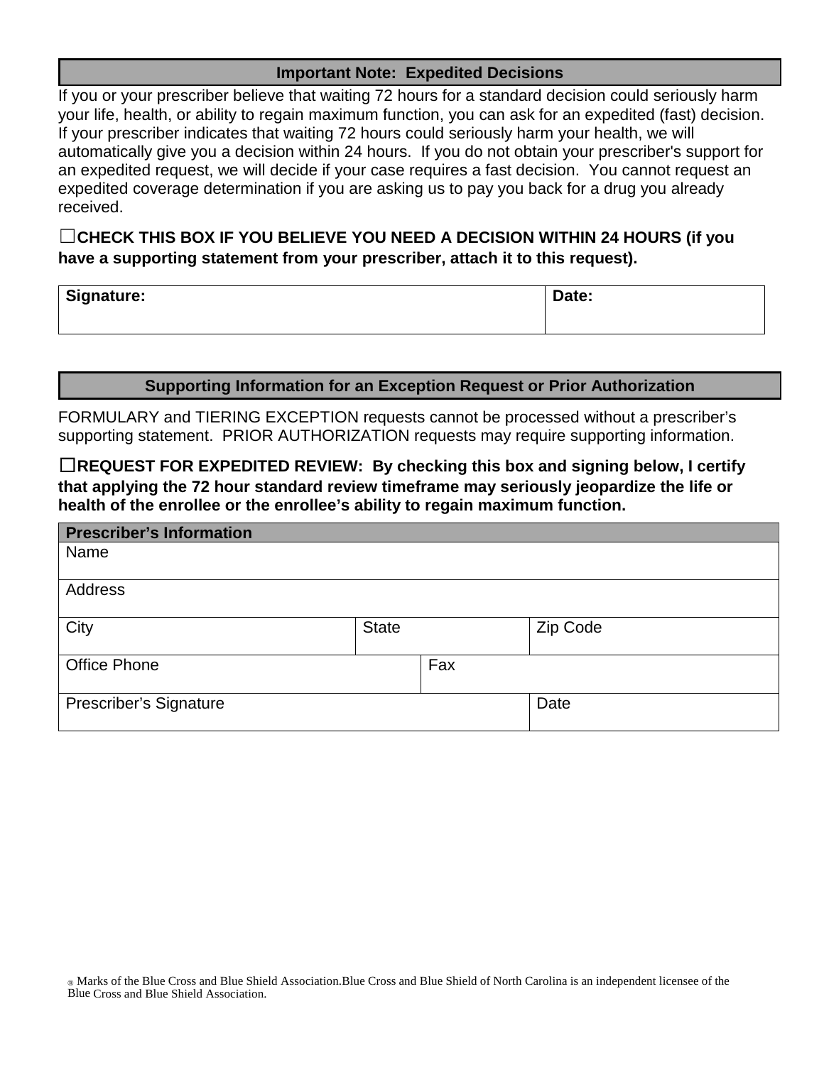## Important Note: Expedited Decisions

If you or your prescriber believe that waiting 72 hours for a standard decision could seriously harm your life, health, or ability to regain maximum function, you can ask for an expedited (fast) decision. If your prescriber indicates that waiting 72 hours could seriously harm your health, we will automatically give you a decision within 24 hours. If you do not obtain your prescriber's support for an expedited request, we will decide if your case requires a fast decision. You cannot request an expedited coverage determination if you are asking us to pay you back for a drug you already received.

☐**CHECK THIS BOX IF YOU BELIEVE YOU NEED A DECISION WITHIN 24 HOURS (if you have a supporting statement from your prescriber, attach it to this request).**

| Signature: | Date: |
|---|---|
| | |

## Supporting Information for an Exception Request or Prior Authorization

FORMULARY and TIERING EXCEPTION requests cannot be processed without a prescriber's supporting statement. PRIOR AUTHORIZATION requests may require supporting information.

☐**REQUEST FOR EXPEDITED REVIEW: By checking this box and signing below, I certify that applying the 72 hour standard review timeframe may seriously jeopardize the life or health of the enrollee or the enrollee's ability to regain maximum function.**

| Prescriber's Information | | |
|---|---|---|
| Name | | |
| Address | | |
| City | State | Zip Code |
| Office Phone | Fax | |
| Prescriber's Signature | | Date |

® Marks of the Blue Cross and Blue Shield Association.Blue Cross and Blue Shield of North Carolina is an independent licensee of the Blue Cross and Blue Shield Association.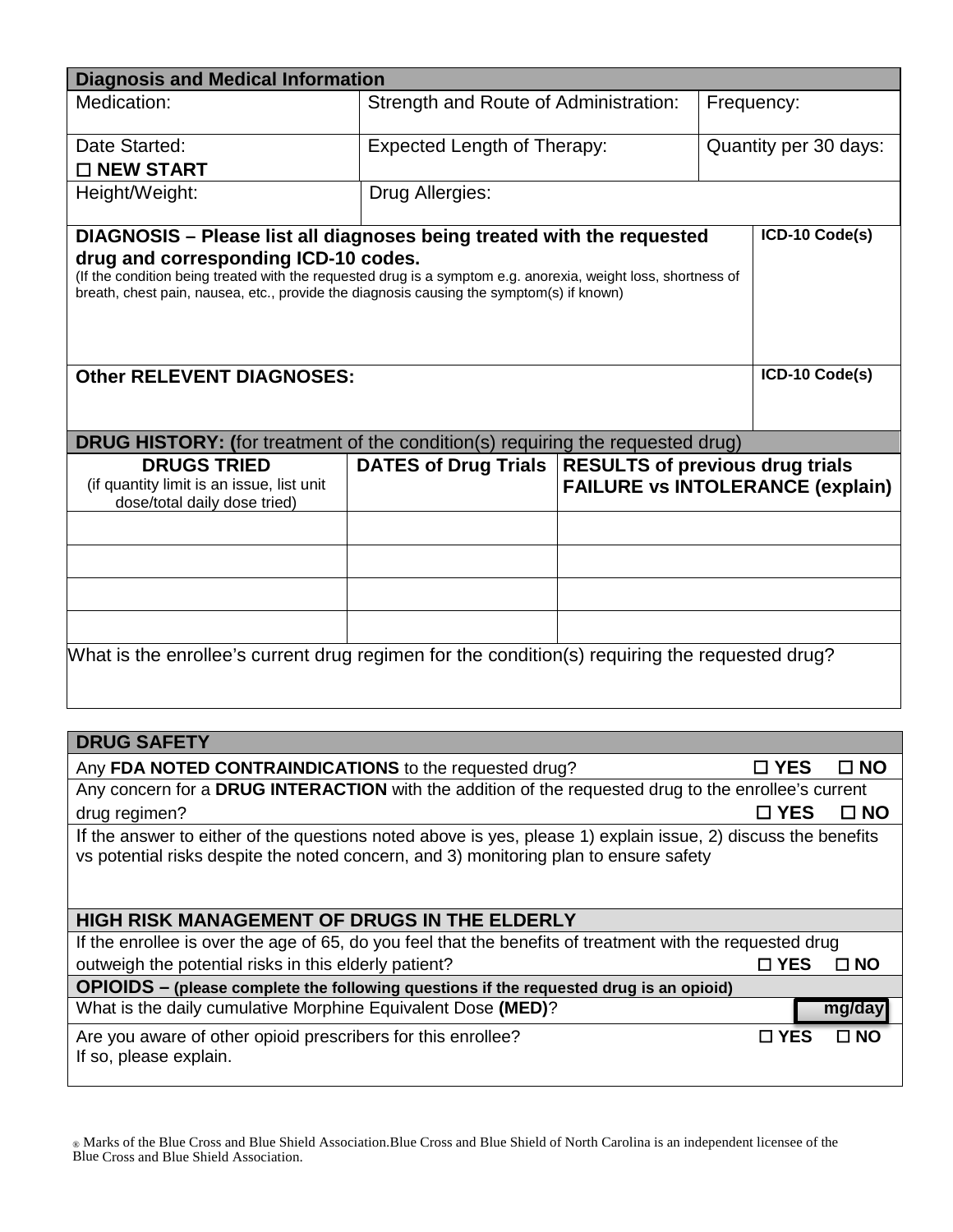| **Diagnosis and Medical Information** | | |
|---|---|---|
| Medication: | Strength and Route of Administration: | Frequency: |
| Date Started:<br>☐ **NEW START** | Expected Length of Therapy: | Quantity per 30 days: |
| Height/Weight: | Drug Allergies: | |

| **DIAGNOSIS – Please list all diagnoses being treated with the requested drug and corresponding ICD-10 codes.**<br>(If the condition being treated with the requested drug is a symptom e.g. anorexia, weight loss, shortness of breath, chest pain, nausea, etc., provide the diagnosis causing the symptom(s) if known) | **ICD-10 Code(s)** |
|---|---|
| **Other RELEVENT DIAGNOSES:** | **ICD-10 Code(s)** |

| **DRUG HISTORY: (**for treatment of the condition(s) requiring the requested drug) | | |
|---|---|---|
| **DRUGS TRIED**<br>(if quantity limit is an issue, list unit dose/total daily dose tried) | **DATES of Drug Trials** | **RESULTS of previous drug trials FAILURE vs INTOLERANCE (explain)** |
| | | |
| | | |
| | | |
| | | |

What is the enrollee's current drug regimen for the condition(s) requiring the requested drug?

| **DRUG SAFETY** | |
|---|---|
| Any **FDA NOTED CONTRAINDICATIONS** to the requested drug? | ☐ **YES** ☐ **NO** |
| Any concern for a **DRUG INTERACTION** with the addition of the requested drug to the enrollee's current drug regimen? | ☐ **YES** ☐ **NO** |
| If the answer to either of the questions noted above is yes, please 1) explain issue, 2) discuss the benefits vs potential risks despite the noted concern, and 3) monitoring plan to ensure safety | |
| **HIGH RISK MANAGEMENT OF DRUGS IN THE ELDERLY** | |
| If the enrollee is over the age of 65, do you feel that the benefits of treatment with the requested drug outweigh the potential risks in this elderly patient? | ☐ **YES** ☐ **NO** |
| **OPIOIDS – (please complete the following questions if the requested drug is an opioid)** | |
| What is the daily cumulative Morphine Equivalent Dose **(MED)**? | **mg/day** |
| Are you aware of other opioid prescribers for this enrollee?<br>If so, please explain. | ☐ **YES** ☐ **NO** |

® Marks of the Blue Cross and Blue Shield Association.Blue Cross and Blue Shield of North Carolina is an independent licensee of the Blue Cross and Blue Shield Association.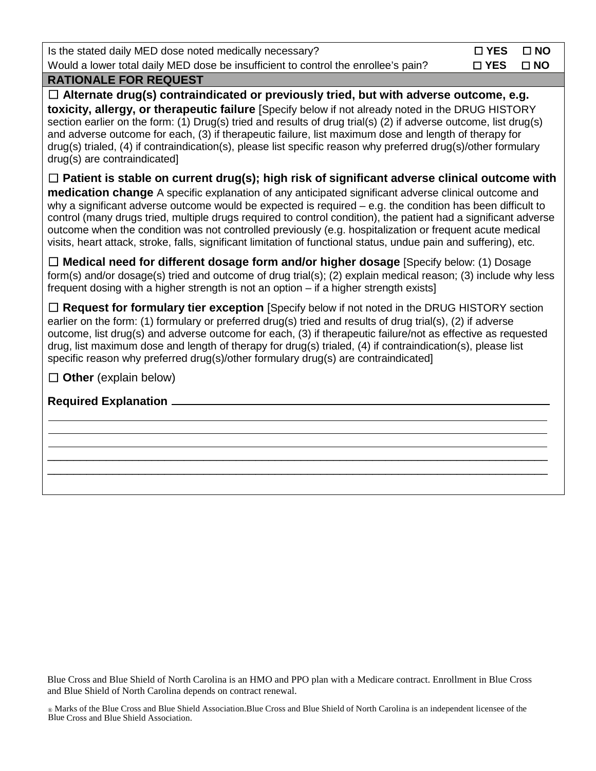| | |
|---|---|
| Is the stated daily MED dose noted medically necessary? | ☐ **YES** ☐ **NO** |
| Would a lower total daily MED dose be insufficient to control the enrollee's pain? | ☐ **YES** ☐ **NO** |

## RATIONALE FOR REQUEST

☐ **Alternate drug(s) contraindicated or previously tried, but with adverse outcome, e.g. toxicity, allergy, or therapeutic failure** [Specify below if not already noted in the DRUG HISTORY section earlier on the form: (1) Drug(s) tried and results of drug trial(s) (2) if adverse outcome, list drug(s) and adverse outcome for each, (3) if therapeutic failure, list maximum dose and length of therapy for drug(s) trialed, (4) if contraindication(s), please list specific reason why preferred drug(s)/other formulary drug(s) are contraindicated]

☐ **Patient is stable on current drug(s); high risk of significant adverse clinical outcome with medication change** A specific explanation of any anticipated significant adverse clinical outcome and why a significant adverse outcome would be expected is required – e.g. the condition has been difficult to control (many drugs tried, multiple drugs required to control condition), the patient had a significant adverse outcome when the condition was not controlled previously (e.g. hospitalization or frequent acute medical visits, heart attack, stroke, falls, significant limitation of functional status, undue pain and suffering), etc.

☐ **Medical need for different dosage form and/or higher dosage** [Specify below: (1) Dosage form(s) and/or dosage(s) tried and outcome of drug trial(s); (2) explain medical reason; (3) include why less frequent dosing with a higher strength is not an option – if a higher strength exists]

☐ **Request for formulary tier exception** [Specify below if not noted in the DRUG HISTORY section earlier on the form: (1) formulary or preferred drug(s) tried and results of drug trial(s), (2) if adverse outcome, list drug(s) and adverse outcome for each, (3) if therapeutic failure/not as effective as requested drug, list maximum dose and length of therapy for drug(s) trialed, (4) if contraindication(s), please list specific reason why preferred drug(s)/other formulary drug(s) are contraindicated]

☐ **Other** (explain below)

**Required Explanation** ______________________________________________

______________________________________________________________________

______________________________________________________________________

______________________________________________________________________

______________________________________________________________________

______________________________________________________________________

Blue Cross and Blue Shield of North Carolina is an HMO and PPO plan with a Medicare contract. Enrollment in Blue Cross and Blue Shield of North Carolina depends on contract renewal.

® Marks of the Blue Cross and Blue Shield Association.Blue Cross and Blue Shield of North Carolina is an independent licensee of the Blue Cross and Blue Shield Association.